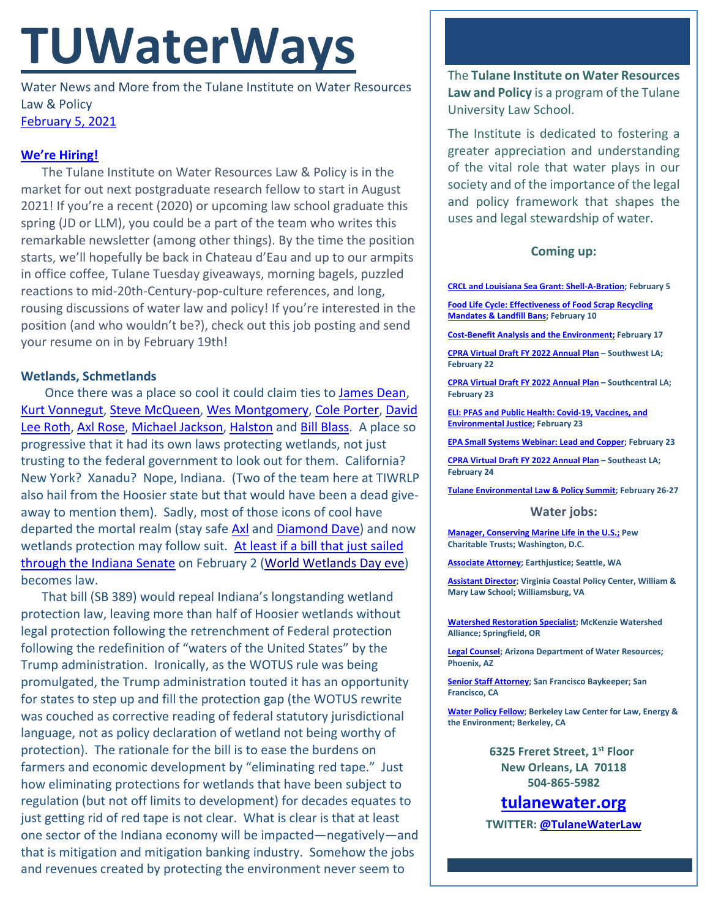# TUWaterWays

Water News and More from the Tulane Institute on Water Resources Law & Policy
February 5, 2021

### We're Hiring!

The Tulane Institute on Water Resources Law & Policy is in the market for out next postgraduate research fellow to start in August 2021! If you're a recent (2020) or upcoming law school graduate this spring (JD or LLM), you could be a part of the team who writes this remarkable newsletter (among other things). By the time the position starts, we'll hopefully be back in Chateau d'Eau and up to our armpits in office coffee, Tulane Tuesday giveaways, morning bagels, puzzled reactions to mid-20th-Century-pop-culture references, and long, rousing discussions of water law and policy! If you're interested in the position (and who wouldn't be?), check out this job posting and send your resume on in by February 19th!

### Wetlands, Schmetlands

Once there was a place so cool it could claim ties to James Dean, Kurt Vonnegut, Steve McQueen, Wes Montgomery, Cole Porter, David Lee Roth, Axl Rose, Michael Jackson, Halston and Bill Blass. A place so progressive that it had its own laws protecting wetlands, not just trusting to the federal government to look out for them. California? New York? Xanadu? Nope, Indiana. (Two of the team here at TIWRLP also hail from the Hoosier state but that would have been a dead give-away to mention them). Sadly, most of those icons of cool have departed the mortal realm (stay safe Axl and Diamond Dave) and now wetlands protection may follow suit. At least if a bill that just sailed through the Indiana Senate on February 2 (World Wetlands Day eve) becomes law.

That bill (SB 389) would repeal Indiana's longstanding wetland protection law, leaving more than half of Hoosier wetlands without legal protection following the retrenchment of Federal protection following the redefinition of "waters of the United States" by the Trump administration. Ironically, as the WOTUS rule was being promulgated, the Trump administration touted it has an opportunity for states to step up and fill the protection gap (the WOTUS rewrite was couched as corrective reading of federal statutory jurisdictional language, not as policy declaration of wetland not being worthy of protection). The rationale for the bill is to ease the burdens on farmers and economic development by "eliminating red tape." Just how eliminating protections for wetlands that have been subject to regulation (but not off limits to development) for decades equates to just getting rid of red tape is not clear. What is clear is that at least one sector of the Indiana economy will be impacted—negatively—and that is mitigation and mitigation banking industry. Somehow the jobs and revenues created by protecting the environment never seem to

---

The **Tulane Institute on Water Resources Law and Policy** is a program of the Tulane University Law School.

The Institute is dedicated to fostering a greater appreciation and understanding of the vital role that water plays in our society and of the importance of the legal and policy framework that shapes the uses and legal stewardship of water.

### Coming up:

**CRCL and Louisiana Sea Grant: Shell-A-Bration; February 5**

**Food Life Cycle: Effectiveness of Food Scrap Recycling Mandates & Landfill Bans; February 10**

**Cost-Benefit Analysis and the Environment; February 17**

**CPRA Virtual Draft FY 2022 Annual Plan – Southwest LA; February 22**

**CPRA Virtual Draft FY 2022 Annual Plan – Southcentral LA; February 23**

**ELI: PFAS and Public Health: Covid-19, Vaccines, and Environmental Justice; February 23**

**EPA Small Systems Webinar: Lead and Copper; February 23**

**CPRA Virtual Draft FY 2022 Annual Plan – Southeast LA; February 24**

**Tulane Environmental Law & Policy Summit; February 26-27**

### Water jobs:

**Manager, Conserving Marine Life in the U.S.; Pew Charitable Trusts; Washington, D.C.**

**Associate Attorney; Earthjustice; Seattle, WA**

**Assistant Director; Virginia Coastal Policy Center, William & Mary Law School; Williamsburg, VA**

**Watershed Restoration Specialist; McKenzie Watershed Alliance; Springfield, OR**

**Legal Counsel; Arizona Department of Water Resources; Phoenix, AZ**

**Senior Staff Attorney; San Francisco Baykeeper; San Francisco, CA**

**Water Policy Fellow; Berkeley Law Center for Law, Energy & the Environment; Berkeley, CA**

**6325 Freret Street, 1st Floor**
**New Orleans, LA 70118**
**504-865-5982**

## tulanewater.org

**TWITTER: @TulaneWaterLaw**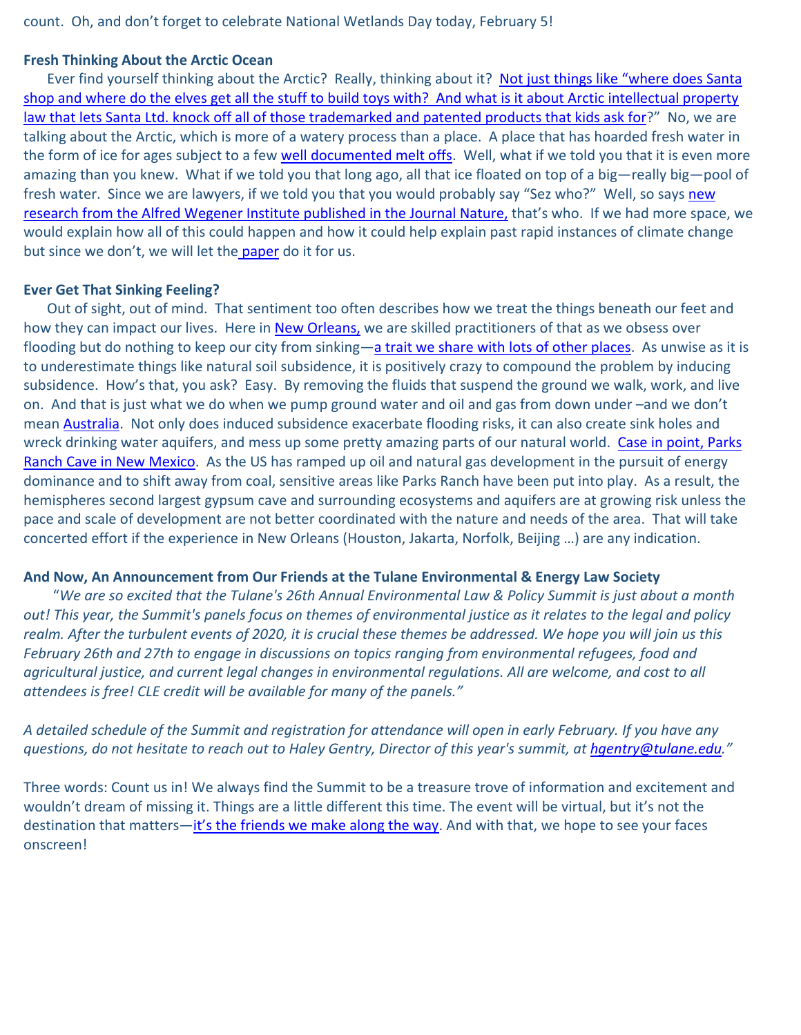count. Oh, and don't forget to celebrate National Wetlands Day today, February 5!

**Fresh Thinking About the Arctic Ocean**

Ever find yourself thinking about the Arctic? Really, thinking about it? Not just things like "where does Santa shop and where do the elves get all the stuff to build toys with? And what is it about Arctic intellectual property law that lets Santa Ltd. knock off all of those trademarked and patented products that kids ask for?" No, we are talking about the Arctic, which is more of a watery process than a place. A place that has hoarded fresh water in the form of ice for ages subject to a few well documented melt offs. Well, what if we told you that it is even more amazing than you knew. What if we told you that long ago, all that ice floated on top of a big—really big—pool of fresh water. Since we are lawyers, if we told you that you would probably say "Sez who?" Well, so says new research from the Alfred Wegener Institute published in the Journal Nature, that's who. If we had more space, we would explain how all of this could happen and how it could help explain past rapid instances of climate change but since we don't, we will let the paper do it for us.

**Ever Get That Sinking Feeling?**

Out of sight, out of mind. That sentiment too often describes how we treat the things beneath our feet and how they can impact our lives. Here in New Orleans, we are skilled practitioners of that as we obsess over flooding but do nothing to keep our city from sinking—a trait we share with lots of other places. As unwise as it is to underestimate things like natural soil subsidence, it is positively crazy to compound the problem by inducing subsidence. How's that, you ask? Easy. By removing the fluids that suspend the ground we walk, work, and live on. And that is just what we do when we pump ground water and oil and gas from down under –and we don't mean Australia. Not only does induced subsidence exacerbate flooding risks, it can also create sink holes and wreck drinking water aquifers, and mess up some pretty amazing parts of our natural world. Case in point, Parks Ranch Cave in New Mexico. As the US has ramped up oil and natural gas development in the pursuit of energy dominance and to shift away from coal, sensitive areas like Parks Ranch have been put into play. As a result, the hemispheres second largest gypsum cave and surrounding ecosystems and aquifers are at growing risk unless the pace and scale of development are not better coordinated with the nature and needs of the area. That will take concerted effort if the experience in New Orleans (Houston, Jakarta, Norfolk, Beijing …) are any indication.

**And Now, An Announcement from Our Friends at the Tulane Environmental & Energy Law Society**

"*We are so excited that the Tulane's 26th Annual Environmental Law & Policy Summit is just about a month out! This year, the Summit's panels focus on themes of environmental justice as it relates to the legal and policy realm. After the turbulent events of 2020, it is crucial these themes be addressed. We hope you will join us this February 26th and 27th to engage in discussions on topics ranging from environmental refugees, food and agricultural justice, and current legal changes in environmental regulations. All are welcome, and cost to all attendees is free! CLE credit will be available for many of the panels."*

*A detailed schedule of the Summit and registration for attendance will open in early February. If you have any questions, do not hesitate to reach out to Haley Gentry, Director of this year's summit, at hgentry@tulane.edu."*

Three words: Count us in! We always find the Summit to be a treasure trove of information and excitement and wouldn't dream of missing it. Things are a little different this time. The event will be virtual, but it's not the destination that matters—it's the friends we make along the way. And with that, we hope to see your faces onscreen!